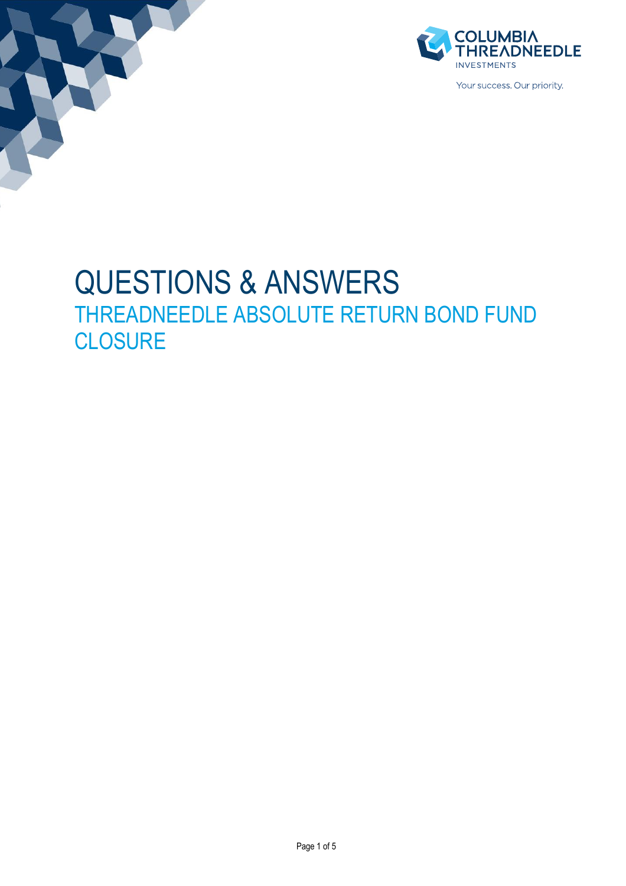COLUMBIA THREADNEEDLE INVESTMENTS

Your success. Our priority.

# QUESTIONS & ANSWERS

## THREADNEEDLE ABSOLUTE RETURN BOND FUND CLOSURE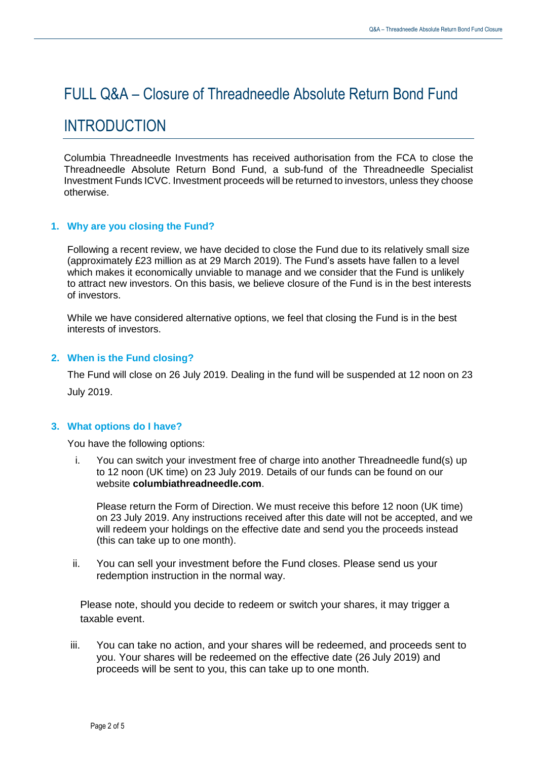# FULL Q&A – Closure of Threadneedle Absolute Return Bond Fund

## INTRODUCTION

Columbia Threadneedle Investments has received authorisation from the FCA to close the Threadneedle Absolute Return Bond Fund, a sub-fund of the Threadneedle Specialist Investment Funds ICVC. Investment proceeds will be returned to investors, unless they choose otherwise.

### 1. Why are you closing the Fund?

Following a recent review, we have decided to close the Fund due to its relatively small size (approximately £23 million as at 29 March 2019). The Fund's assets have fallen to a level which makes it economically unviable to manage and we consider that the Fund is unlikely to attract new investors. On this basis, we believe closure of the Fund is in the best interests of investors.

While we have considered alternative options, we feel that closing the Fund is in the best interests of investors.

### 2. When is the Fund closing?

The Fund will close on 26 July 2019. Dealing in the fund will be suspended at 12 noon on 23 July 2019.

### 3. What options do I have?

You have the following options:

i. You can switch your investment free of charge into another Threadneedle fund(s) up to 12 noon (UK time) on 23 July 2019. Details of our funds can be found on our website **columbiathreadneedle.com**.

   Please return the Form of Direction. We must receive this before 12 noon (UK time) on 23 July 2019. Any instructions received after this date will not be accepted, and we will redeem your holdings on the effective date and send you the proceeds instead (this can take up to one month).

ii. You can sell your investment before the Fund closes. Please send us your redemption instruction in the normal way.

Please note, should you decide to redeem or switch your shares, it may trigger a taxable event.

iii. You can take no action, and your shares will be redeemed, and proceeds sent to you. Your shares will be redeemed on the effective date (26 July 2019) and proceeds will be sent to you, this can take up to one month.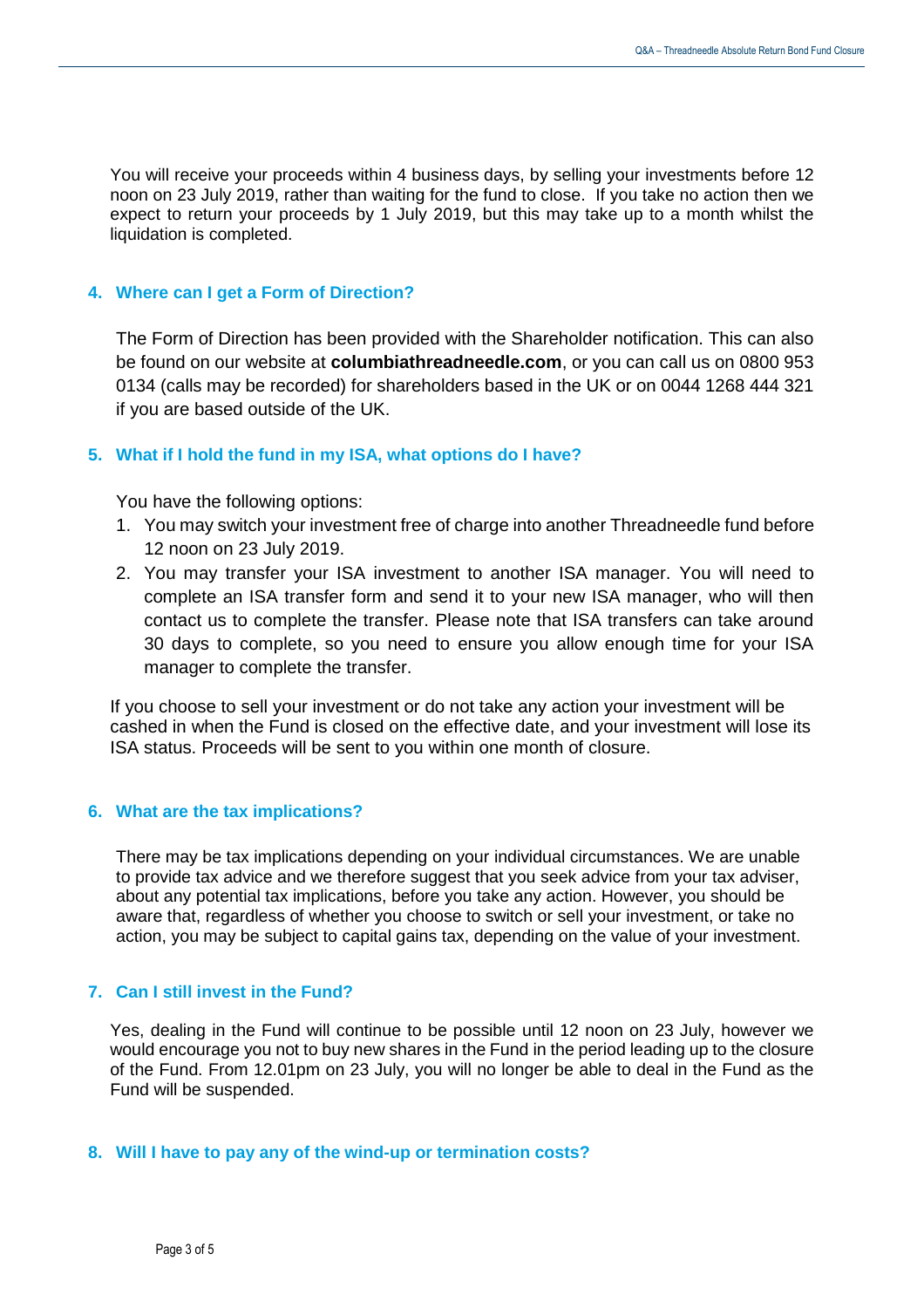You will receive your proceeds within 4 business days, by selling your investments before 12 noon on 23 July 2019, rather than waiting for the fund to close. If you take no action then we expect to return your proceeds by 1 July 2019, but this may take up to a month whilst the liquidation is completed.

### 4. Where can I get a Form of Direction?

The Form of Direction has been provided with the Shareholder notification. This can also be found on our website at **columbiathreadneedle.com**, or you can call us on 0800 953 0134 (calls may be recorded) for shareholders based in the UK or on 0044 1268 444 321 if you are based outside of the UK.

### 5. What if I hold the fund in my ISA, what options do I have?

You have the following options:

1. You may switch your investment free of charge into another Threadneedle fund before 12 noon on 23 July 2019.
2. You may transfer your ISA investment to another ISA manager. You will need to complete an ISA transfer form and send it to your new ISA manager, who will then contact us to complete the transfer. Please note that ISA transfers can take around 30 days to complete, so you need to ensure you allow enough time for your ISA manager to complete the transfer.

If you choose to sell your investment or do not take any action your investment will be cashed in when the Fund is closed on the effective date, and your investment will lose its ISA status. Proceeds will be sent to you within one month of closure.

### 6. What are the tax implications?

There may be tax implications depending on your individual circumstances. We are unable to provide tax advice and we therefore suggest that you seek advice from your tax adviser, about any potential tax implications, before you take any action. However, you should be aware that, regardless of whether you choose to switch or sell your investment, or take no action, you may be subject to capital gains tax, depending on the value of your investment.

### 7. Can I still invest in the Fund?

Yes, dealing in the Fund will continue to be possible until 12 noon on 23 July, however we would encourage you not to buy new shares in the Fund in the period leading up to the closure of the Fund. From 12.01pm on 23 July, you will no longer be able to deal in the Fund as the Fund will be suspended.

### 8. Will I have to pay any of the wind-up or termination costs?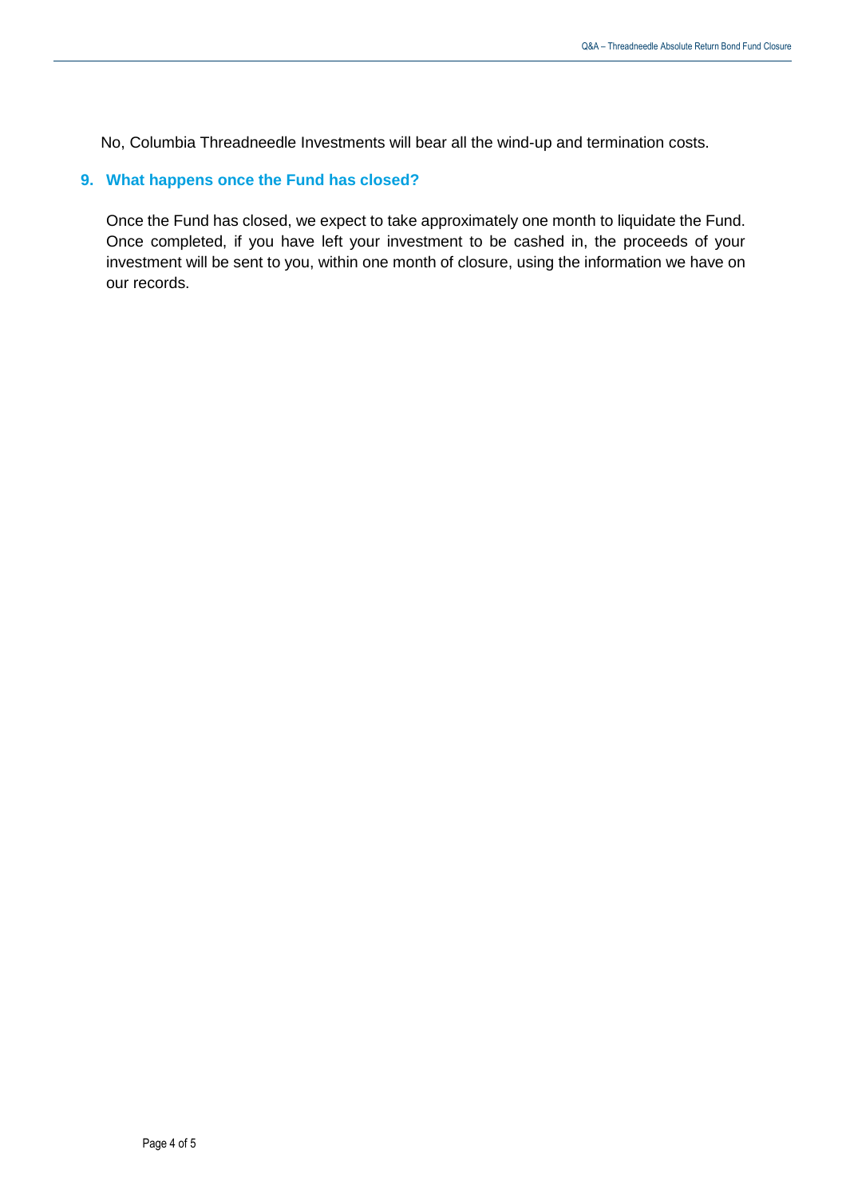No, Columbia Threadneedle Investments will bear all the wind-up and termination costs.

### 9. What happens once the Fund has closed?

Once the Fund has closed, we expect to take approximately one month to liquidate the Fund. Once completed, if you have left your investment to be cashed in, the proceeds of your investment will be sent to you, within one month of closure, using the information we have on our records.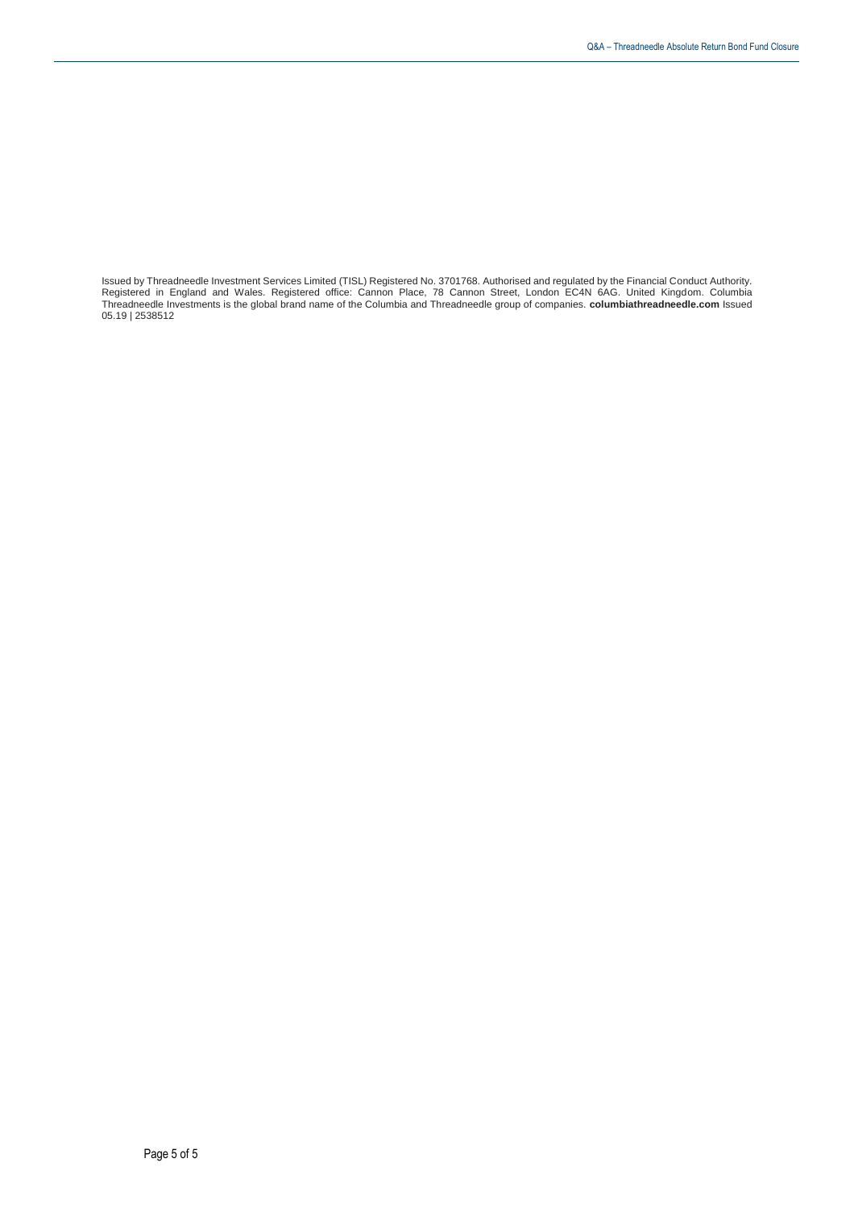Issued by Threadneedle Investment Services Limited (TISL) Registered No. 3701768. Authorised and regulated by the Financial Conduct Authority. Registered in England and Wales. Registered office: Cannon Place, 78 Cannon Street, London EC4N 6AG. United Kingdom. Columbia Threadneedle Investments is the global brand name of the Columbia and Threadneedle group of companies. **columbiathreadneedle.com** Issued 05.19 | 2538512